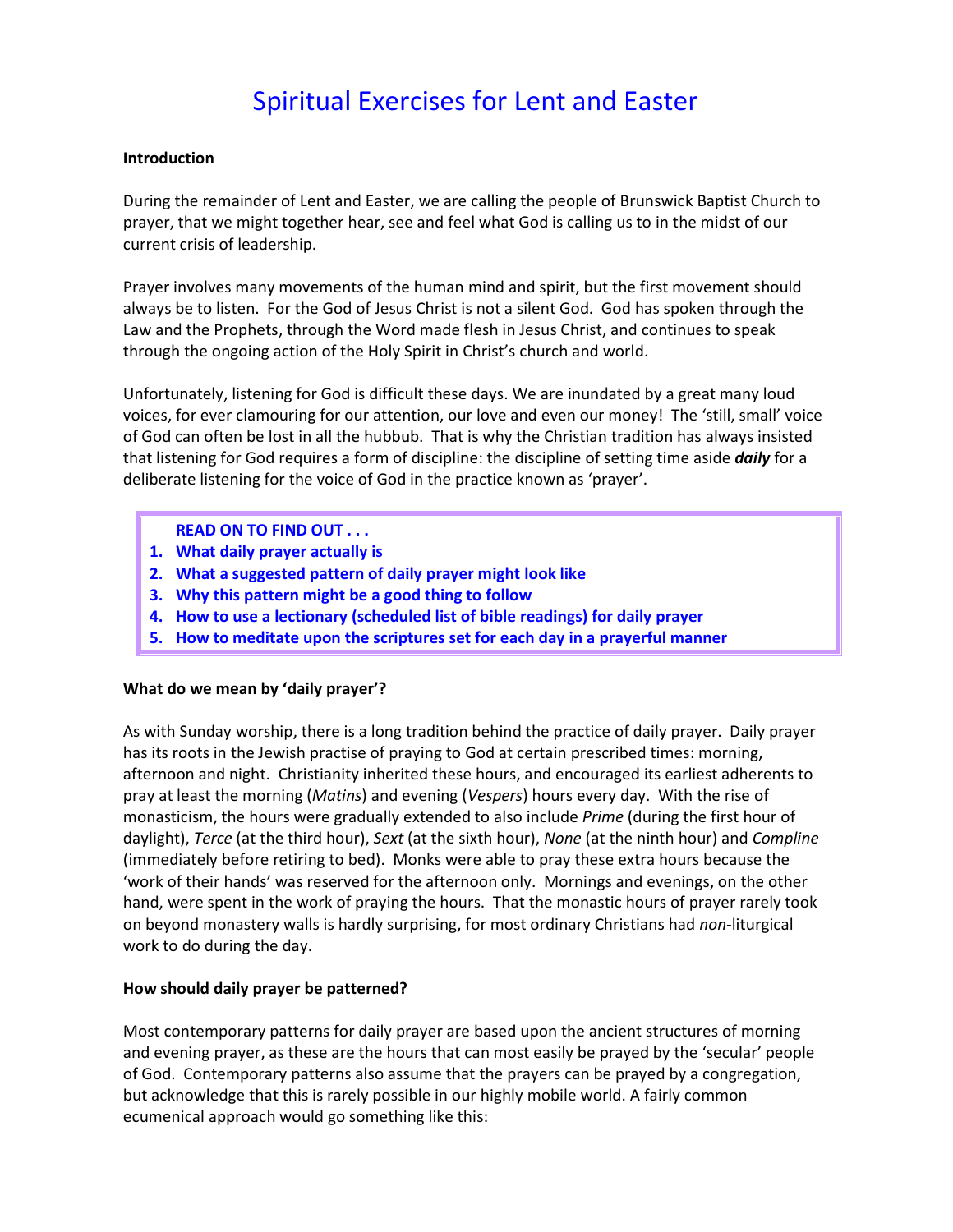# Spiritual Exercises for Lent and Easter

**Introduction**

During the remainder of Lent and Easter, we are calling the people of Brunswick Baptist Church to prayer, that we might together hear, see and feel what God is calling us to in the midst of our current crisis of leadership.

Prayer involves many movements of the human mind and spirit, but the first movement should always be to listen. For the God of Jesus Christ is not a silent God. God has spoken through the Law and the Prophets, through the Word made flesh in Jesus Christ, and continues to speak through the ongoing action of the Holy Spirit in Christ's church and world.

Unfortunately, listening for God is difficult these days. We are inundated by a great many loud voices, for ever clamouring for our attention, our love and even our money! The 'still, small' voice of God can often be lost in all the hubbub. That is why the Christian tradition has always insisted that listening for God requires a form of discipline: the discipline of setting time aside ***daily*** for a deliberate listening for the voice of God in the practice known as 'prayer'.

**READ ON TO FIND OUT . . .**

1. **What daily prayer actually is**
2. **What a suggested pattern of daily prayer might look like**
3. **Why this pattern might be a good thing to follow**
4. **How to use a lectionary (scheduled list of bible readings) for daily prayer**
5. **How to meditate upon the scriptures set for each day in a prayerful manner**

**What do we mean by 'daily prayer'?**

As with Sunday worship, there is a long tradition behind the practice of daily prayer. Daily prayer has its roots in the Jewish practise of praying to God at certain prescribed times: morning, afternoon and night. Christianity inherited these hours, and encouraged its earliest adherents to pray at least the morning (*Matins*) and evening (*Vespers*) hours every day. With the rise of monasticism, the hours were gradually extended to also include *Prime* (during the first hour of daylight), *Terce* (at the third hour), *Sext* (at the sixth hour), *None* (at the ninth hour) and *Compline* (immediately before retiring to bed). Monks were able to pray these extra hours because the 'work of their hands' was reserved for the afternoon only. Mornings and evenings, on the other hand, were spent in the work of praying the hours. That the monastic hours of prayer rarely took on beyond monastery walls is hardly surprising, for most ordinary Christians had *non*-liturgical work to do during the day.

**How should daily prayer be patterned?**

Most contemporary patterns for daily prayer are based upon the ancient structures of morning and evening prayer, as these are the hours that can most easily be prayed by the 'secular' people of God. Contemporary patterns also assume that the prayers can be prayed by a congregation, but acknowledge that this is rarely possible in our highly mobile world. A fairly common ecumenical approach would go something like this: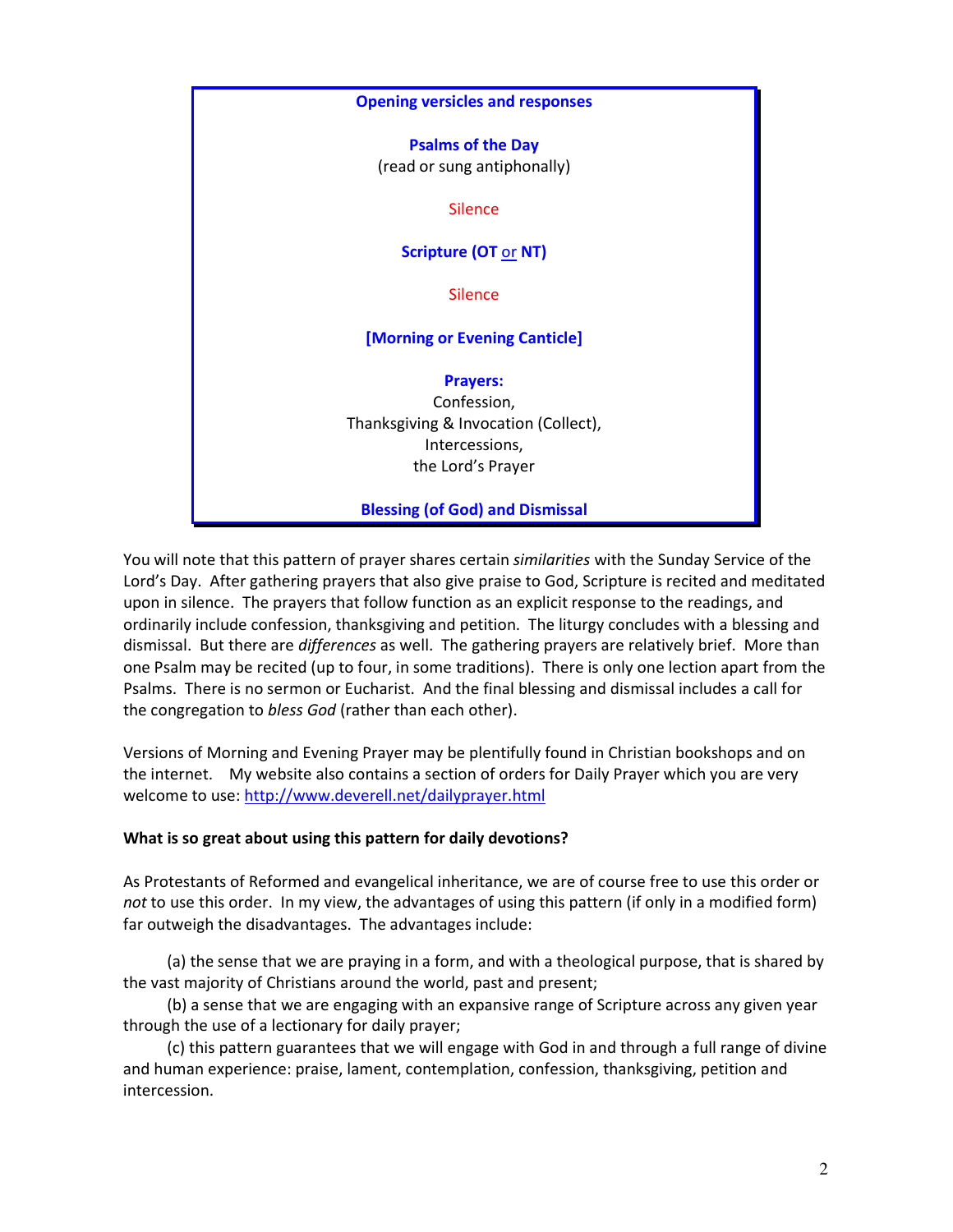**Opening versicles and responses**

**Psalms of the Day**
(read or sung antiphonally)

Silence

**Scripture (OT or NT)**

Silence

**[Morning or Evening Canticle]**

**Prayers:**
Confession,
Thanksgiving & Invocation (Collect),
Intercessions,
the Lord's Prayer

**Blessing (of God) and Dismissal**

You will note that this pattern of prayer shares certain *similarities* with the Sunday Service of the Lord's Day. After gathering prayers that also give praise to God, Scripture is recited and meditated upon in silence. The prayers that follow function as an explicit response to the readings, and ordinarily include confession, thanksgiving and petition. The liturgy concludes with a blessing and dismissal. But there are *differences* as well. The gathering prayers are relatively brief. More than one Psalm may be recited (up to four, in some traditions). There is only one lection apart from the Psalms. There is no sermon or Eucharist. And the final blessing and dismissal includes a call for the congregation to *bless God* (rather than each other).

Versions of Morning and Evening Prayer may be plentifully found in Christian bookshops and on the internet. My website also contains a section of orders for Daily Prayer which you are very welcome to use: http://www.deverell.net/dailyprayer.html

**What is so great about using this pattern for daily devotions?**

As Protestants of Reformed and evangelical inheritance, we are of course free to use this order or *not* to use this order. In my view, the advantages of using this pattern (if only in a modified form) far outweigh the disadvantages. The advantages include:

(a) the sense that we are praying in a form, and with a theological purpose, that is shared by the vast majority of Christians around the world, past and present;

(b) a sense that we are engaging with an expansive range of Scripture across any given year through the use of a lectionary for daily prayer;

(c) this pattern guarantees that we will engage with God in and through a full range of divine and human experience: praise, lament, contemplation, confession, thanksgiving, petition and intercession.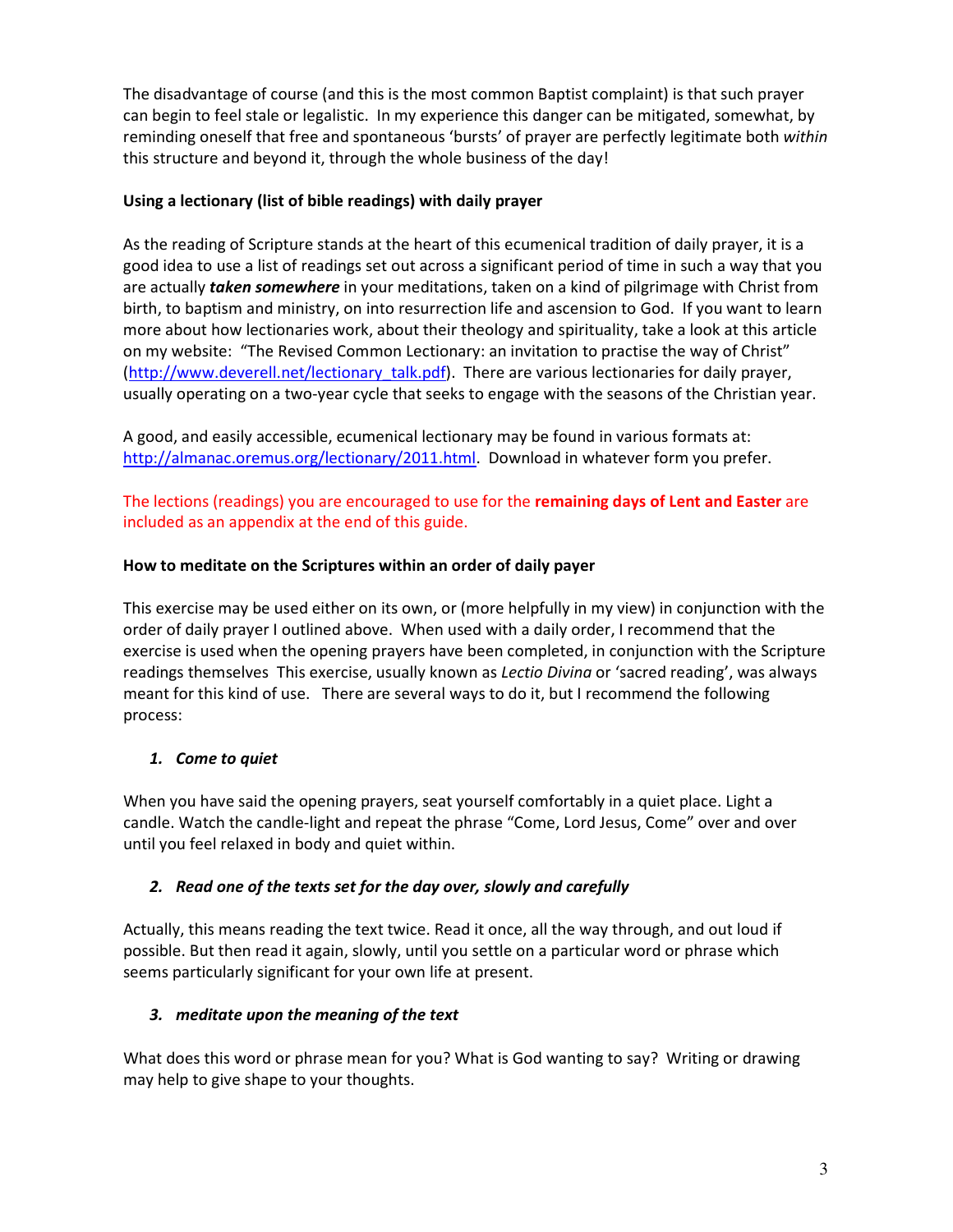The disadvantage of course (and this is the most common Baptist complaint) is that such prayer can begin to feel stale or legalistic. In my experience this danger can be mitigated, somewhat, by reminding oneself that free and spontaneous 'bursts' of prayer are perfectly legitimate both *within* this structure and beyond it, through the whole business of the day!

**Using a lectionary (list of bible readings) with daily prayer**

As the reading of Scripture stands at the heart of this ecumenical tradition of daily prayer, it is a good idea to use a list of readings set out across a significant period of time in such a way that you are actually ***taken somewhere*** in your meditations, taken on a kind of pilgrimage with Christ from birth, to baptism and ministry, on into resurrection life and ascension to God. If you want to learn more about how lectionaries work, about their theology and spirituality, take a look at this article on my website: "The Revised Common Lectionary: an invitation to practise the way of Christ" (http://www.deverell.net/lectionary_talk.pdf). There are various lectionaries for daily prayer, usually operating on a two-year cycle that seeks to engage with the seasons of the Christian year.

A good, and easily accessible, ecumenical lectionary may be found in various formats at: http://almanac.oremus.org/lectionary/2011.html. Download in whatever form you prefer.

The lections (readings) you are encouraged to use for the **remaining days of Lent and Easter** are included as an appendix at the end of this guide.

**How to meditate on the Scriptures within an order of daily payer**

This exercise may be used either on its own, or (more helpfully in my view) in conjunction with the order of daily prayer I outlined above. When used with a daily order, I recommend that the exercise is used when the opening prayers have been completed, in conjunction with the Scripture readings themselves This exercise, usually known as *Lectio Divina* or 'sacred reading', was always meant for this kind of use. There are several ways to do it, but I recommend the following process:

1. ***Come to quiet***

When you have said the opening prayers, seat yourself comfortably in a quiet place. Light a candle. Watch the candle-light and repeat the phrase "Come, Lord Jesus, Come" over and over until you feel relaxed in body and quiet within.

2. ***Read one of the texts set for the day over, slowly and carefully***

Actually, this means reading the text twice. Read it once, all the way through, and out loud if possible. But then read it again, slowly, until you settle on a particular word or phrase which seems particularly significant for your own life at present.

3. ***meditate upon the meaning of the text***

What does this word or phrase mean for you? What is God wanting to say? Writing or drawing may help to give shape to your thoughts.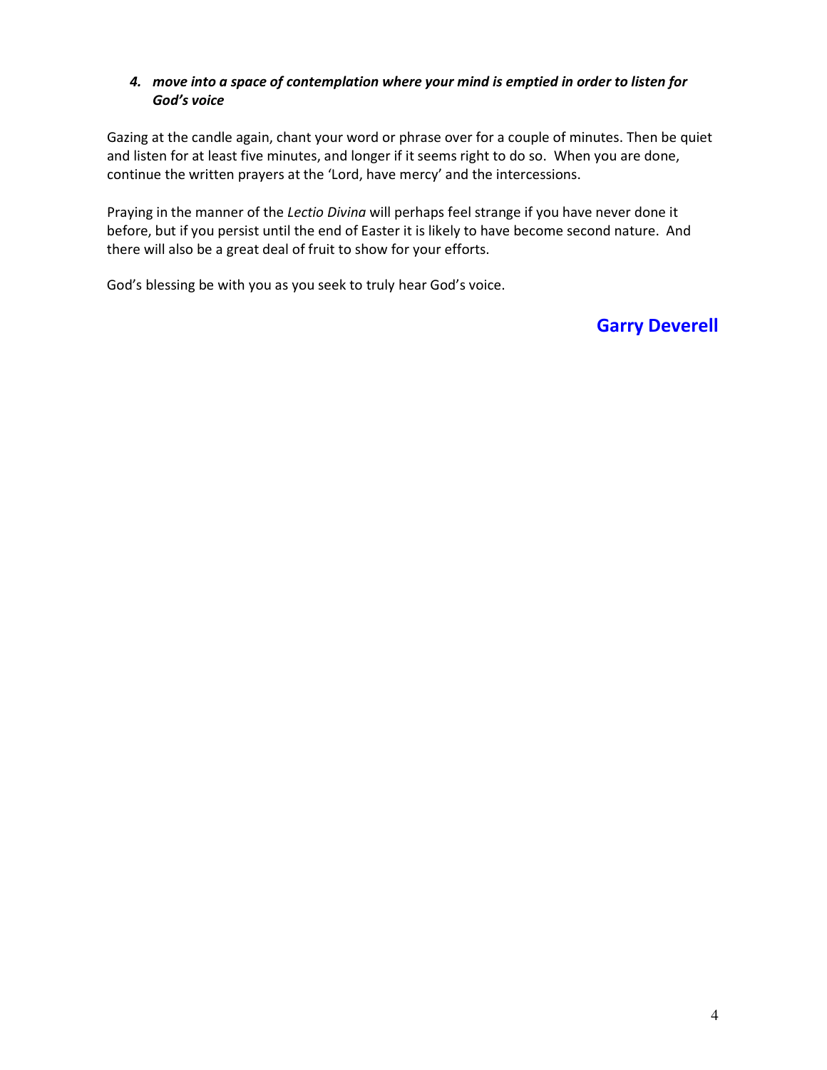4. ***move into a space of contemplation where your mind is emptied in order to listen for God's voice***

Gazing at the candle again, chant your word or phrase over for a couple of minutes. Then be quiet and listen for at least five minutes, and longer if it seems right to do so. When you are done, continue the written prayers at the 'Lord, have mercy' and the intercessions.

Praying in the manner of the *Lectio Divina* will perhaps feel strange if you have never done it before, but if you persist until the end of Easter it is likely to have become second nature. And there will also be a great deal of fruit to show for your efforts.

God's blessing be with you as you seek to truly hear God's voice.

**Garry Deverell**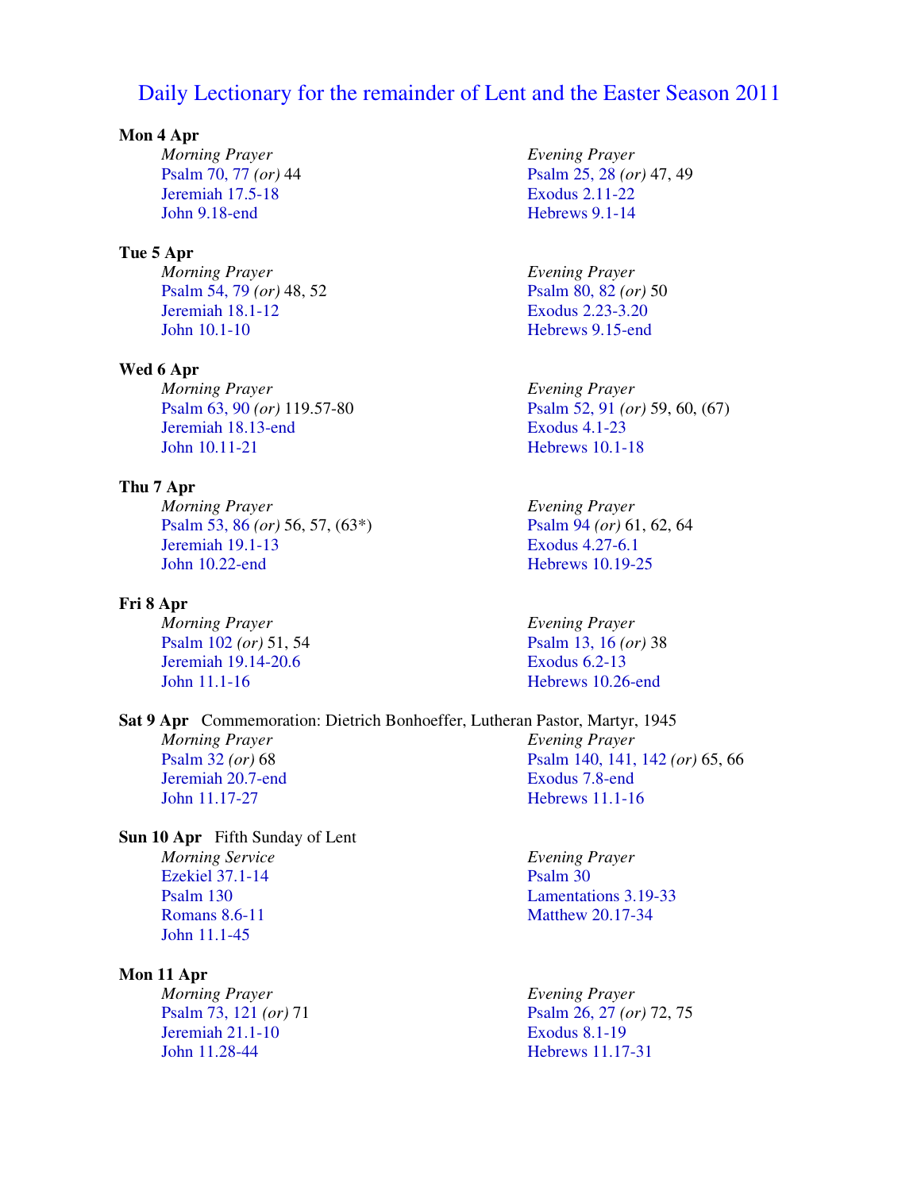# Daily Lectionary for the remainder of Lent and the Easter Season 2011

**Mon 4 Apr**

*Morning Prayer*
Psalm 70, 77 *(or)* 44
Jeremiah 17.5-18
John 9.18-end

*Evening Prayer*
Psalm 25, 28 *(or)* 47, 49
Exodus 2.11-22
Hebrews 9.1-14

**Tue 5 Apr**

*Morning Prayer*
Psalm 54, 79 *(or)* 48, 52
Jeremiah 18.1-12
John 10.1-10

*Evening Prayer*
Psalm 80, 82 *(or)* 50
Exodus 2.23-3.20
Hebrews 9.15-end

**Wed 6 Apr**

*Morning Prayer*
Psalm 63, 90 *(or)* 119.57-80
Jeremiah 18.13-end
John 10.11-21

*Evening Prayer*
Psalm 52, 91 *(or)* 59, 60, (67)
Exodus 4.1-23
Hebrews 10.1-18

**Thu 7 Apr**

*Morning Prayer*
Psalm 53, 86 *(or)* 56, 57, (63*)
Jeremiah 19.1-13
John 10.22-end

*Evening Prayer*
Psalm 94 *(or)* 61, 62, 64
Exodus 4.27-6.1
Hebrews 10.19-25

**Fri 8 Apr**

*Morning Prayer*
Psalm 102 *(or)* 51, 54
Jeremiah 19.14-20.6
John 11.1-16

*Evening Prayer*
Psalm 13, 16 *(or)* 38
Exodus 6.2-13
Hebrews 10.26-end

**Sat 9 Apr** Commemoration: Dietrich Bonhoeffer, Lutheran Pastor, Martyr, 1945

*Morning Prayer*
Psalm 32 *(or)* 68
Jeremiah 20.7-end
John 11.17-27

*Evening Prayer*
Psalm 140, 141, 142 *(or)* 65, 66
Exodus 7.8-end
Hebrews 11.1-16

**Sun 10 Apr** Fifth Sunday of Lent

*Morning Service*
Ezekiel 37.1-14
Psalm 130
Romans 8.6-11
John 11.1-45

*Evening Prayer*
Psalm 30
Lamentations 3.19-33
Matthew 20.17-34

**Mon 11 Apr**

*Morning Prayer*
Psalm 73, 121 *(or)* 71
Jeremiah 21.1-10
John 11.28-44

*Evening Prayer*
Psalm 26, 27 *(or)* 72, 75
Exodus 8.1-19
Hebrews 11.17-31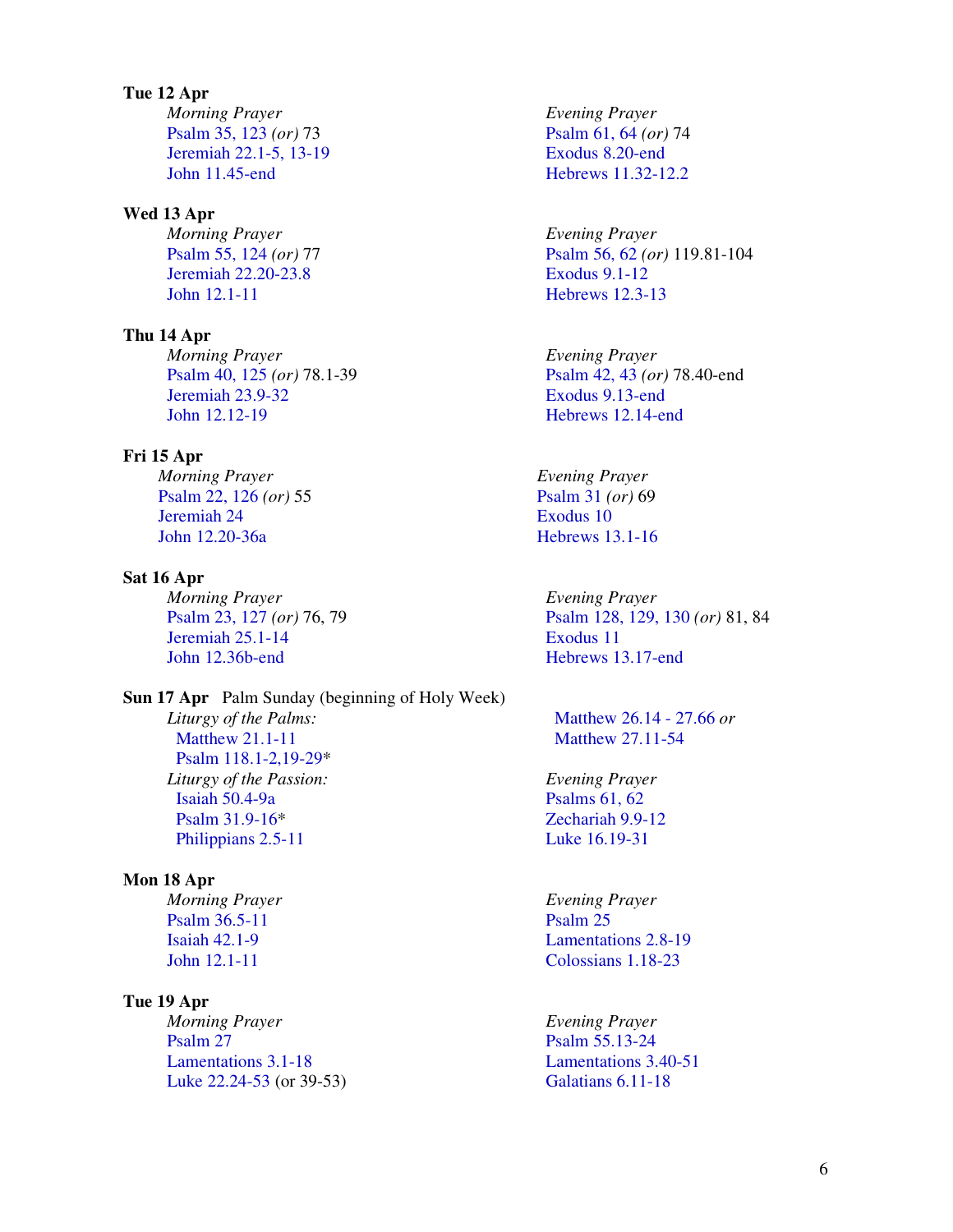**Tue 12 Apr**

*Morning Prayer*
Psalm 35, 123 *(or)* 73
Jeremiah 22.1-5, 13-19
John 11.45-end

*Evening Prayer*
Psalm 61, 64 *(or)* 74
Exodus 8.20-end
Hebrews 11.32-12.2

**Wed 13 Apr**

*Morning Prayer*
Psalm 55, 124 *(or)* 77
Jeremiah 22.20-23.8
John 12.1-11

*Evening Prayer*
Psalm 56, 62 *(or)* 119.81-104
Exodus 9.1-12
Hebrews 12.3-13

**Thu 14 Apr**

*Morning Prayer*
Psalm 40, 125 *(or)* 78.1-39
Jeremiah 23.9-32
John 12.12-19

*Evening Prayer*
Psalm 42, 43 *(or)* 78.40-end
Exodus 9.13-end
Hebrews 12.14-end

**Fri 15 Apr**

*Morning Prayer*
Psalm 22, 126 *(or)* 55
Jeremiah 24
John 12.20-36a

*Evening Prayer*
Psalm 31 *(or)* 69
Exodus 10
Hebrews 13.1-16

**Sat 16 Apr**

*Morning Prayer*
Psalm 23, 127 *(or)* 76, 79
Jeremiah 25.1-14
John 12.36b-end

*Evening Prayer*
Psalm 128, 129, 130 *(or)* 81, 84
Exodus 11
Hebrews 13.17-end

**Sun 17 Apr** Palm Sunday (beginning of Holy Week)

*Liturgy of the Palms:*
Matthew 21.1-11
Psalm 118.1-2,19-29*

*Liturgy of the Passion:*
Isaiah 50.4-9a
Psalm 31.9-16*
Philippians 2.5-11
Matthew 26.14 - 27.66 *or*
Matthew 27.11-54

*Evening Prayer*
Psalms 61, 62
Zechariah 9.9-12
Luke 16.19-31

**Mon 18 Apr**

*Morning Prayer*
Psalm 36.5-11
Isaiah 42.1-9
John 12.1-11

*Evening Prayer*
Psalm 25
Lamentations 2.8-19
Colossians 1.18-23

**Tue 19 Apr**

*Morning Prayer*
Psalm 27
Lamentations 3.1-18
Luke 22.24-53 (or 39-53)

*Evening Prayer*
Psalm 55.13-24
Lamentations 3.40-51
Galatians 6.11-18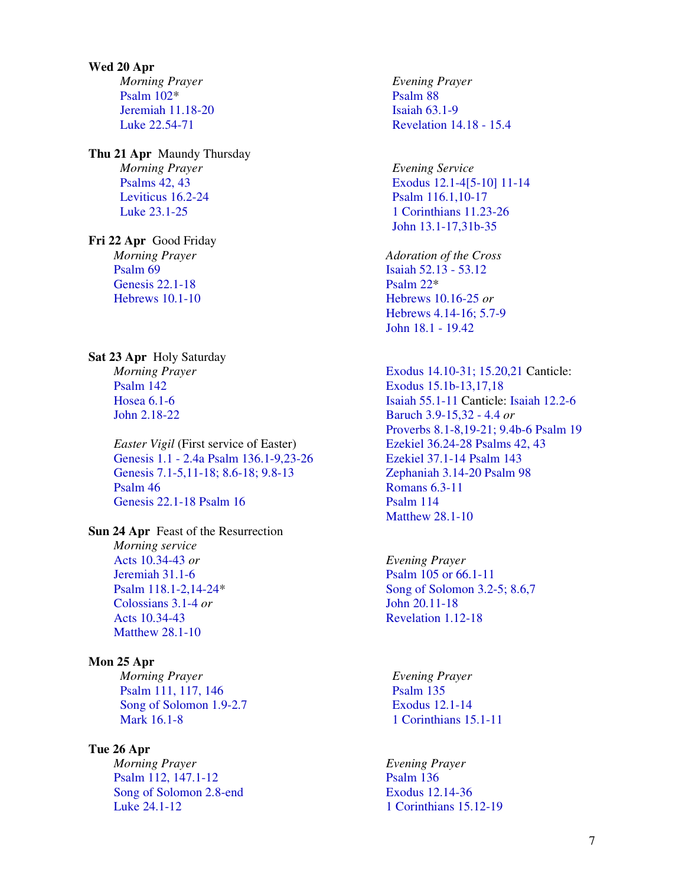**Wed 20 Apr**

*Morning Prayer*
Psalm 102*
Jeremiah 11.18-20
Luke 22.54-71

*Evening Prayer*
Psalm 88
Isaiah 63.1-9
Revelation 14.18 - 15.4

**Thu 21 Apr** Maundy Thursday

*Morning Prayer*
Psalms 42, 43
Leviticus 16.2-24
Luke 23.1-25

*Evening Service*
Exodus 12.1-4[5-10] 11-14
Psalm 116.1,10-17
1 Corinthians 11.23-26
John 13.1-17,31b-35

**Fri 22 Apr** Good Friday

*Morning Prayer*
Psalm 69
Genesis 22.1-18
Hebrews 10.1-10

*Adoration of the Cross*
Isaiah 52.13 - 53.12
Psalm 22*
Hebrews 10.16-25 *or*
Hebrews 4.14-16; 5.7-9
John 18.1 - 19.42

**Sat 23 Apr** Holy Saturday

*Morning Prayer*
Psalm 142
Hosea 6.1-6
John 2.18-22

*Easter Vigil* (First service of Easter)
Genesis 1.1 - 2.4a Psalm 136.1-9,23-26
Genesis 7.1-5,11-18; 8.6-18; 9.8-13
Psalm 46
Genesis 22.1-18 Psalm 16
Exodus 14.10-31; 15.20,21 Canticle:
Exodus 15.1b-13,17,18
Isaiah 55.1-11 Canticle: Isaiah 12.2-6
Baruch 3.9-15,32 - 4.4 *or*
Proverbs 8.1-8,19-21; 9.4b-6 Psalm 19
Ezekiel 36.24-28 Psalms 42, 43
Ezekiel 37.1-14 Psalm 143
Zephaniah 3.14-20 Psalm 98
Romans 6.3-11
Psalm 114
Matthew 28.1-10

**Sun 24 Apr** Feast of the Resurrection

*Morning service*
Acts 10.34-43 *or*
Jeremiah 31.1-6
Psalm 118.1-2,14-24*
Colossians 3.1-4 *or*
Acts 10.34-43
Matthew 28.1-10

*Evening Prayer*
Psalm 105 or 66.1-11
Song of Solomon 3.2-5; 8.6,7
John 20.11-18
Revelation 1.12-18

**Mon 25 Apr**

*Morning Prayer*
Psalm 111, 117, 146
Song of Solomon 1.9-2.7
Mark 16.1-8

*Evening Prayer*
Psalm 135
Exodus 12.1-14
1 Corinthians 15.1-11

**Tue 26 Apr**

*Morning Prayer*
Psalm 112, 147.1-12
Song of Solomon 2.8-end
Luke 24.1-12

*Evening Prayer*
Psalm 136
Exodus 12.14-36
1 Corinthians 15.12-19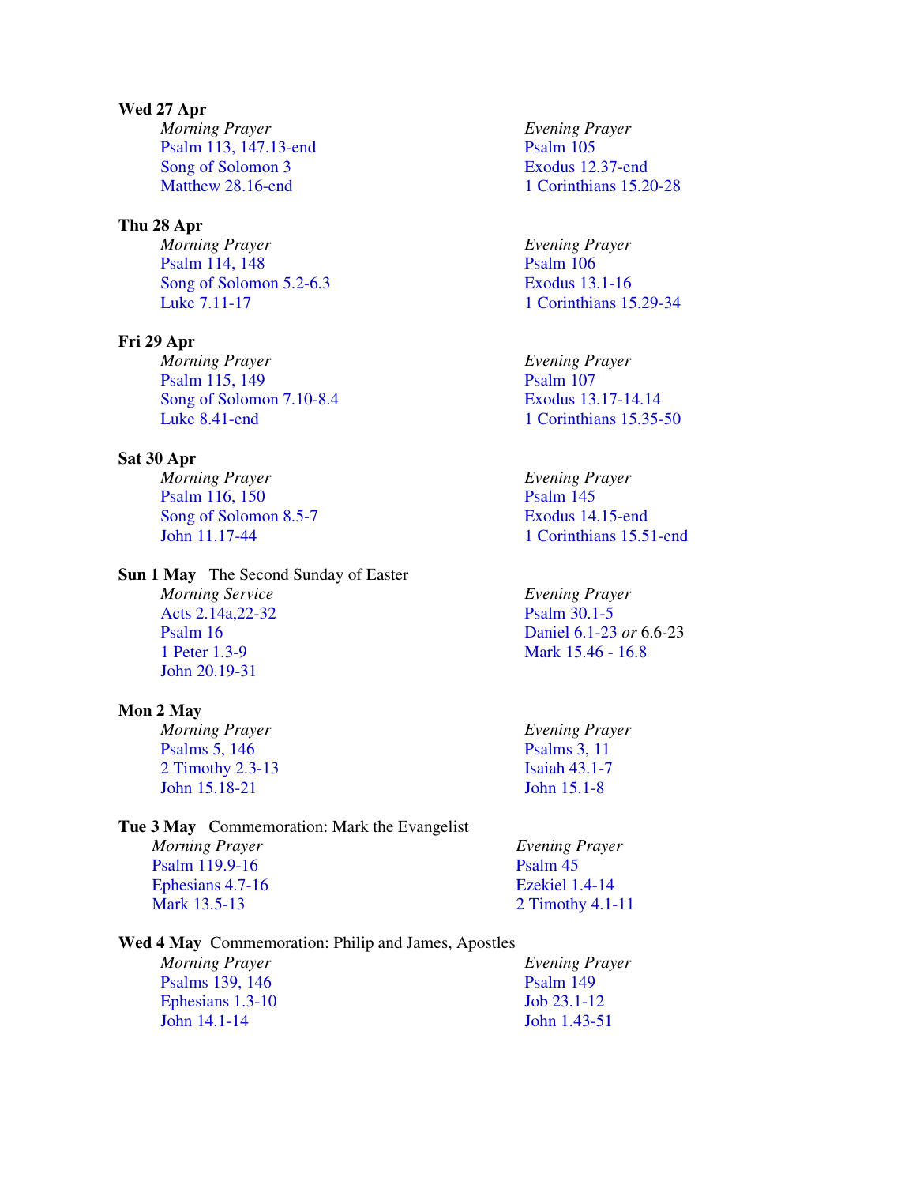**Wed 27 Apr**

| *Morning Prayer* | *Evening Prayer* |
|---|---|
| Psalm 113, 147.13-end | Psalm 105 |
| Song of Solomon 3 | Exodus 12.37-end |
| Matthew 28.16-end | 1 Corinthians 15.20-28 |

**Thu 28 Apr**

| *Morning Prayer* | *Evening Prayer* |
|---|---|
| Psalm 114, 148 | Psalm 106 |
| Song of Solomon 5.2-6.3 | Exodus 13.1-16 |
| Luke 7.11-17 | 1 Corinthians 15.29-34 |

**Fri 29 Apr**

| *Morning Prayer* | *Evening Prayer* |
|---|---|
| Psalm 115, 149 | Psalm 107 |
| Song of Solomon 7.10-8.4 | Exodus 13.17-14.14 |
| Luke 8.41-end | 1 Corinthians 15.35-50 |

**Sat 30 Apr**

| *Morning Prayer* | *Evening Prayer* |
|---|---|
| Psalm 116, 150 | Psalm 145 |
| Song of Solomon 8.5-7 | Exodus 14.15-end |
| John 11.17-44 | 1 Corinthians 15.51-end |

**Sun 1 May** The Second Sunday of Easter

| *Morning Service* | *Evening Prayer* |
|---|---|
| Acts 2.14a,22-32 | Psalm 30.1-5 |
| Psalm 16 | Daniel 6.1-23 *or* 6.6-23 |
| 1 Peter 1.3-9 | Mark 15.46 - 16.8 |
| John 20.19-31 | |

**Mon 2 May**

| *Morning Prayer* | *Evening Prayer* |
|---|---|
| Psalms 5, 146 | Psalms 3, 11 |
| 2 Timothy 2.3-13 | Isaiah 43.1-7 |
| John 15.18-21 | John 15.1-8 |

**Tue 3 May** Commemoration: Mark the Evangelist

| *Morning Prayer* | *Evening Prayer* |
|---|---|
| Psalm 119.9-16 | Psalm 45 |
| Ephesians 4.7-16 | Ezekiel 1.4-14 |
| Mark 13.5-13 | 2 Timothy 4.1-11 |

**Wed 4 May** Commemoration: Philip and James, Apostles

| *Morning Prayer* | *Evening Prayer* |
|---|---|
| Psalms 139, 146 | Psalm 149 |
| Ephesians 1.3-10 | Job 23.1-12 |
| John 14.1-14 | John 1.43-51 |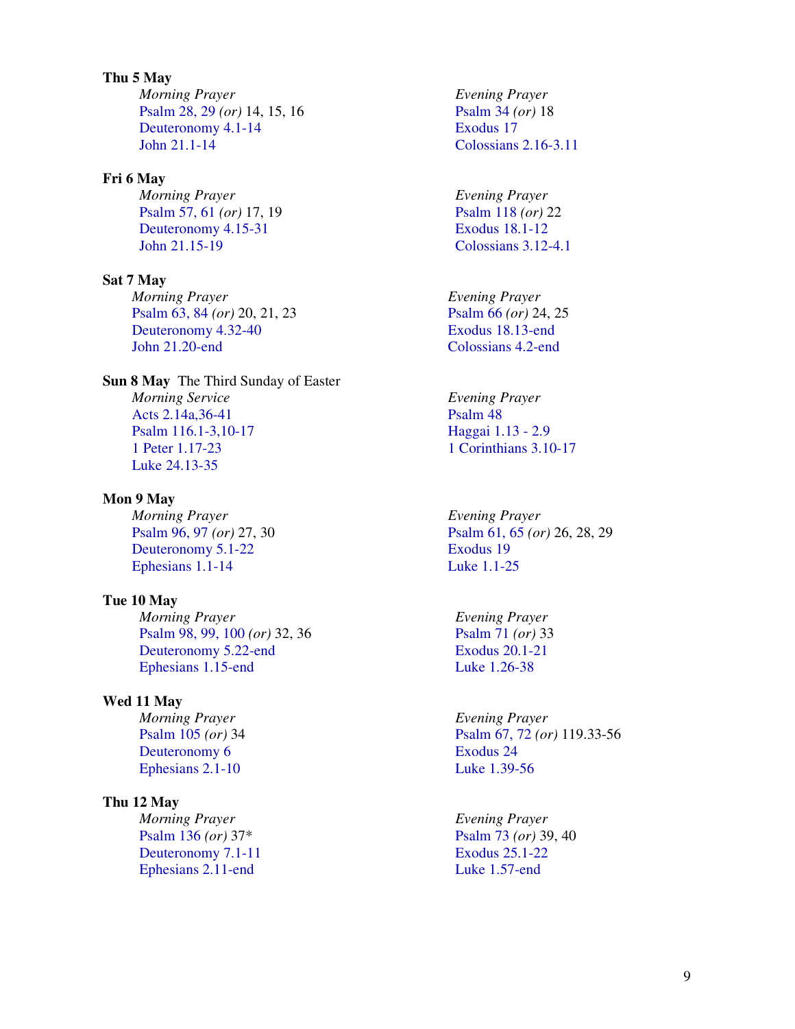**Thu 5 May**

*Morning Prayer*
Psalm 28, 29 *(or)* 14, 15, 16
Deuteronomy 4.1-14
John 21.1-14

*Evening Prayer*
Psalm 34 *(or)* 18
Exodus 17
Colossians 2.16-3.11

**Fri 6 May**

*Morning Prayer*
Psalm 57, 61 *(or)* 17, 19
Deuteronomy 4.15-31
John 21.15-19

*Evening Prayer*
Psalm 118 *(or)* 22
Exodus 18.1-12
Colossians 3.12-4.1

**Sat 7 May**

*Morning Prayer*
Psalm 63, 84 *(or)* 20, 21, 23
Deuteronomy 4.32-40
John 21.20-end

*Evening Prayer*
Psalm 66 *(or)* 24, 25
Exodus 18.13-end
Colossians 4.2-end

**Sun 8 May** The Third Sunday of Easter

*Morning Service*
Acts 2.14a,36-41
Psalm 116.1-3,10-17
1 Peter 1.17-23
Luke 24.13-35

*Evening Prayer*
Psalm 48
Haggai 1.13 - 2.9
1 Corinthians 3.10-17

**Mon 9 May**

*Morning Prayer*
Psalm 96, 97 *(or)* 27, 30
Deuteronomy 5.1-22
Ephesians 1.1-14

*Evening Prayer*
Psalm 61, 65 *(or)* 26, 28, 29
Exodus 19
Luke 1.1-25

**Tue 10 May**

*Morning Prayer*
Psalm 98, 99, 100 *(or)* 32, 36
Deuteronomy 5.22-end
Ephesians 1.15-end

*Evening Prayer*
Psalm 71 *(or)* 33
Exodus 20.1-21
Luke 1.26-38

**Wed 11 May**

*Morning Prayer*
Psalm 105 *(or)* 34
Deuteronomy 6
Ephesians 2.1-10

*Evening Prayer*
Psalm 67, 72 *(or)* 119.33-56
Exodus 24
Luke 1.39-56

**Thu 12 May**

*Morning Prayer*
Psalm 136 *(or)* 37*
Deuteronomy 7.1-11
Ephesians 2.11-end

*Evening Prayer*
Psalm 73 *(or)* 39, 40
Exodus 25.1-22
Luke 1.57-end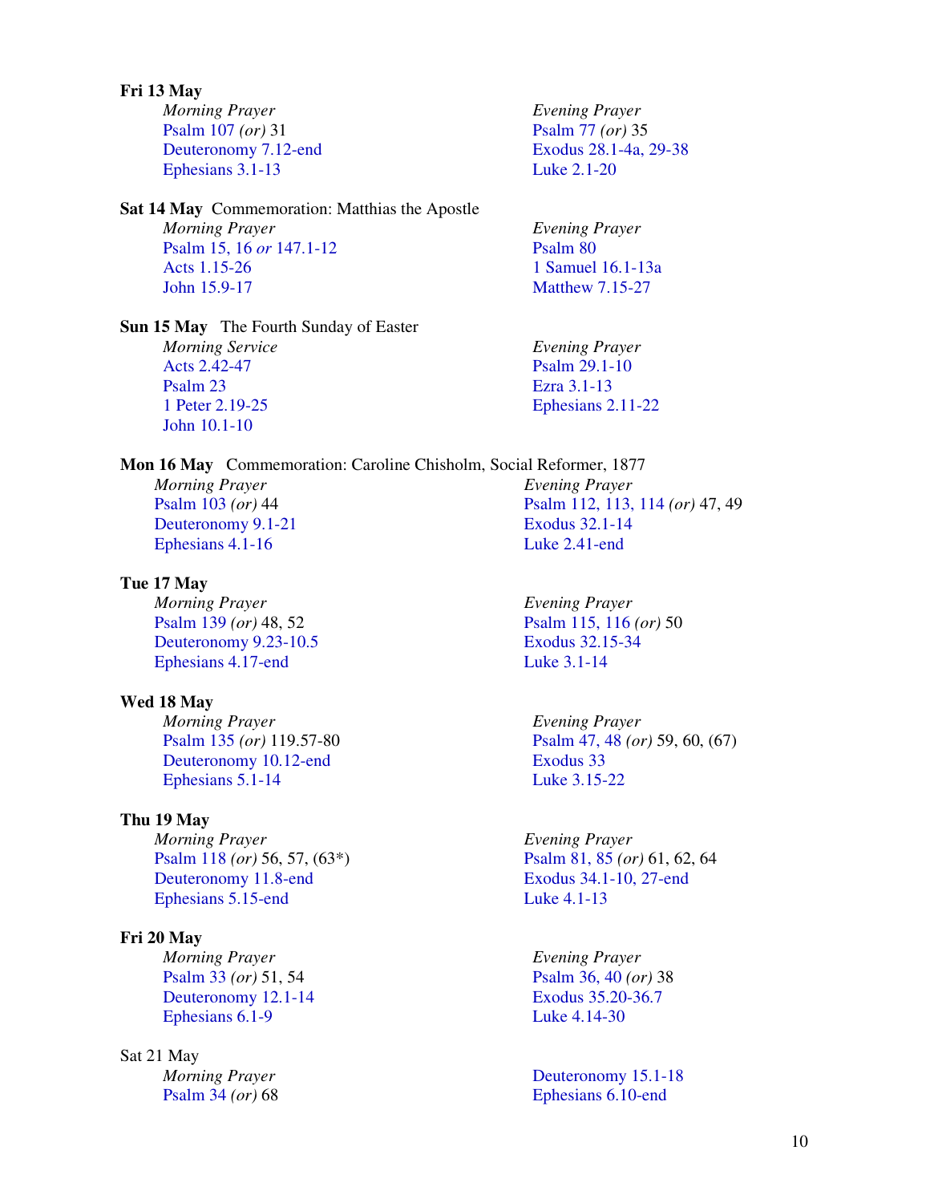**Fri 13 May**

*Morning Prayer*
Psalm 107 *(or)* 31
Deuteronomy 7.12-end
Ephesians 3.1-13

*Evening Prayer*
Psalm 77 *(or)* 35
Exodus 28.1-4a, 29-38
Luke 2.1-20

**Sat 14 May** Commemoration: Matthias the Apostle

*Morning Prayer*
Psalm 15, 16 *or* 147.1-12
Acts 1.15-26
John 15.9-17

*Evening Prayer*
Psalm 80
1 Samuel 16.1-13a
Matthew 7.15-27

**Sun 15 May** The Fourth Sunday of Easter

*Morning Service*
Acts 2.42-47
Psalm 23
1 Peter 2.19-25
John 10.1-10

*Evening Prayer*
Psalm 29.1-10
Ezra 3.1-13
Ephesians 2.11-22

**Mon 16 May** Commemoration: Caroline Chisholm, Social Reformer, 1877

*Morning Prayer*
Psalm 103 *(or)* 44
Deuteronomy 9.1-21
Ephesians 4.1-16

*Evening Prayer*
Psalm 112, 113, 114 *(or)* 47, 49
Exodus 32.1-14
Luke 2.41-end

**Tue 17 May**

*Morning Prayer*
Psalm 139 *(or)* 48, 52
Deuteronomy 9.23-10.5
Ephesians 4.17-end

*Evening Prayer*
Psalm 115, 116 *(or)* 50
Exodus 32.15-34
Luke 3.1-14

**Wed 18 May**

*Morning Prayer*
Psalm 135 *(or)* 119.57-80
Deuteronomy 10.12-end
Ephesians 5.1-14

*Evening Prayer*
Psalm 47, 48 *(or)* 59, 60, (67)
Exodus 33
Luke 3.15-22

**Thu 19 May**

*Morning Prayer*
Psalm 118 *(or)* 56, 57, (63*)
Deuteronomy 11.8-end
Ephesians 5.15-end

*Evening Prayer*
Psalm 81, 85 *(or)* 61, 62, 64
Exodus 34.1-10, 27-end
Luke 4.1-13

**Fri 20 May**

*Morning Prayer*
Psalm 33 *(or)* 51, 54
Deuteronomy 12.1-14
Ephesians 6.1-9

*Evening Prayer*
Psalm 36, 40 *(or)* 38
Exodus 35.20-36.7
Luke 4.14-30

Sat 21 May

*Morning Prayer*
Psalm 34 *(or)* 68
Deuteronomy 15.1-18
Ephesians 6.10-end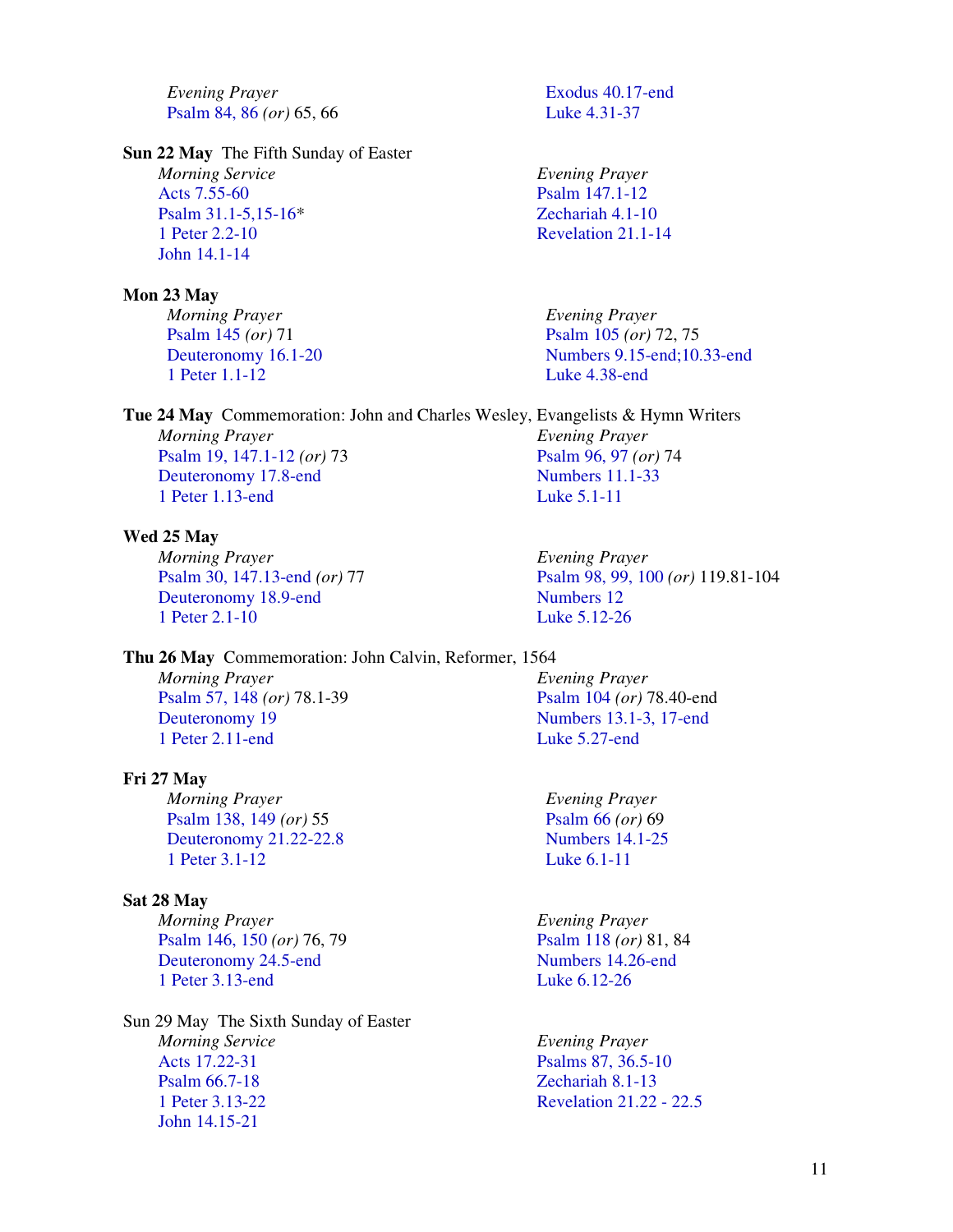*Evening Prayer*
Psalm 84, 86 *(or)* 65, 66
Exodus 40.17-end
Luke 4.31-37

**Sun 22 May** The Fifth Sunday of Easter

*Morning Service*
Acts 7.55-60
Psalm 31.1-5,15-16*
1 Peter 2.2-10
John 14.1-14

*Evening Prayer*
Psalm 147.1-12
Zechariah 4.1-10
Revelation 21.1-14

**Mon 23 May**

*Morning Prayer*
Psalm 145 *(or)* 71
Deuteronomy 16.1-20
1 Peter 1.1-12

*Evening Prayer*
Psalm 105 *(or)* 72, 75
Numbers 9.15-end;10.33-end
Luke 4.38-end

**Tue 24 May** Commemoration: John and Charles Wesley, Evangelists & Hymn Writers

*Morning Prayer*
Psalm 19, 147.1-12 *(or)* 73
Deuteronomy 17.8-end
1 Peter 1.13-end

*Evening Prayer*
Psalm 96, 97 *(or)* 74
Numbers 11.1-33
Luke 5.1-11

**Wed 25 May**

*Morning Prayer*
Psalm 30, 147.13-end *(or)* 77
Deuteronomy 18.9-end
1 Peter 2.1-10

*Evening Prayer*
Psalm 98, 99, 100 *(or)* 119.81-104
Numbers 12
Luke 5.12-26

**Thu 26 May** Commemoration: John Calvin, Reformer, 1564

*Morning Prayer*
Psalm 57, 148 *(or)* 78.1-39
Deuteronomy 19
1 Peter 2.11-end

*Evening Prayer*
Psalm 104 *(or)* 78.40-end
Numbers 13.1-3, 17-end
Luke 5.27-end

**Fri 27 May**

*Morning Prayer*
Psalm 138, 149 *(or)* 55
Deuteronomy 21.22-22.8
1 Peter 3.1-12

*Evening Prayer*
Psalm 66 *(or)* 69
Numbers 14.1-25
Luke 6.1-11

**Sat 28 May**

*Morning Prayer*
Psalm 146, 150 *(or)* 76, 79
Deuteronomy 24.5-end
1 Peter 3.13-end

*Evening Prayer*
Psalm 118 *(or)* 81, 84
Numbers 14.26-end
Luke 6.12-26

Sun 29 May The Sixth Sunday of Easter

*Morning Service*
Acts 17.22-31
Psalm 66.7-18
1 Peter 3.13-22
John 14.15-21

*Evening Prayer*
Psalms 87, 36.5-10
Zechariah 8.1-13
Revelation 21.22 - 22.5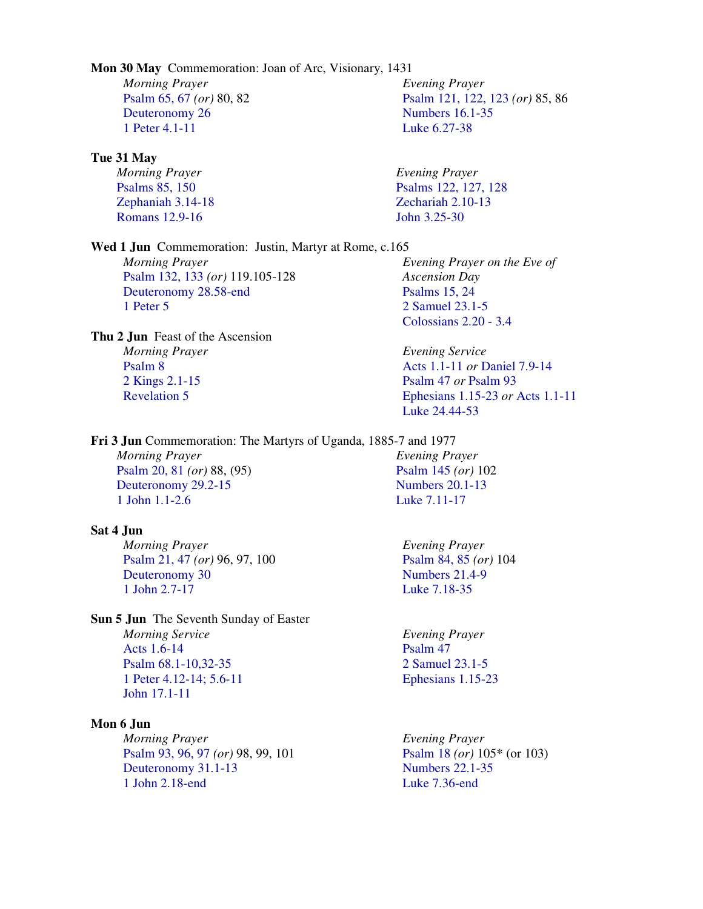**Mon 30 May** Commemoration: Joan of Arc, Visionary, 1431

*Morning Prayer*
Psalm 65, 67 *(or)* 80, 82
Deuteronomy 26
1 Peter 4.1-11

*Evening Prayer*
Psalm 121, 122, 123 *(or)* 85, 86
Numbers 16.1-35
Luke 6.27-38

**Tue 31 May**

*Morning Prayer*
Psalms 85, 150
Zephaniah 3.14-18
Romans 12.9-16

*Evening Prayer*
Psalms 122, 127, 128
Zechariah 2.10-13
John 3.25-30

**Wed 1 Jun** Commemoration: Justin, Martyr at Rome, c.165

*Morning Prayer*
Psalm 132, 133 *(or)* 119.105-128
Deuteronomy 28.58-end
1 Peter 5

*Evening Prayer on the Eve of Ascension Day*
Psalms 15, 24
2 Samuel 23.1-5
Colossians 2.20 - 3.4

**Thu 2 Jun** Feast of the Ascension

*Morning Prayer*
Psalm 8
2 Kings 2.1-15
Revelation 5

*Evening Service*
Acts 1.1-11 *or* Daniel 7.9-14
Psalm 47 *or* Psalm 93
Ephesians 1.15-23 *or* Acts 1.1-11
Luke 24.44-53

**Fri 3 Jun** Commemoration: The Martyrs of Uganda, 1885-7 and 1977

*Morning Prayer*
Psalm 20, 81 *(or)* 88, (95)
Deuteronomy 29.2-15
1 John 1.1-2.6

*Evening Prayer*
Psalm 145 *(or)* 102
Numbers 20.1-13
Luke 7.11-17

**Sat 4 Jun**

*Morning Prayer*
Psalm 21, 47 *(or)* 96, 97, 100
Deuteronomy 30
1 John 2.7-17

*Evening Prayer*
Psalm 84, 85 *(or)* 104
Numbers 21.4-9
Luke 7.18-35

**Sun 5 Jun** The Seventh Sunday of Easter

*Morning Service*
Acts 1.6-14
Psalm 68.1-10,32-35
1 Peter 4.12-14; 5.6-11
John 17.1-11

*Evening Prayer*
Psalm 47
2 Samuel 23.1-5
Ephesians 1.15-23

**Mon 6 Jun**

*Morning Prayer*
Psalm 93, 96, 97 *(or)* 98, 99, 101
Deuteronomy 31.1-13
1 John 2.18-end

*Evening Prayer*
Psalm 18 *(or)* 105* (or 103)
Numbers 22.1-35
Luke 7.36-end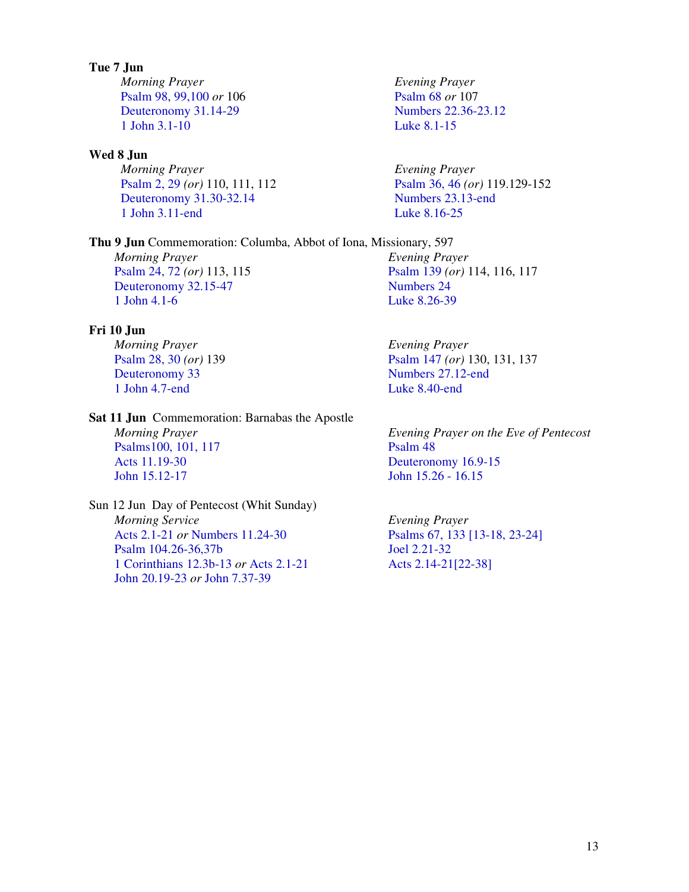**Tue 7 Jun**

*Morning Prayer*
Psalm 98, 99,100 *or* 106
Deuteronomy 31.14-29
1 John 3.1-10

*Evening Prayer*
Psalm 68 *or* 107
Numbers 22.36-23.12
Luke 8.1-15

**Wed 8 Jun**

*Morning Prayer*
Psalm 2, 29 *(or)* 110, 111, 112
Deuteronomy 31.30-32.14
1 John 3.11-end

*Evening Prayer*
Psalm 36, 46 *(or)* 119.129-152
Numbers 23.13-end
Luke 8.16-25

**Thu 9 Jun** Commemoration: Columba, Abbot of Iona, Missionary, 597

*Morning Prayer*
Psalm 24, 72 *(or)* 113, 115
Deuteronomy 32.15-47
1 John 4.1-6

*Evening Prayer*
Psalm 139 *(or)* 114, 116, 117
Numbers 24
Luke 8.26-39

**Fri 10 Jun**

*Morning Prayer*
Psalm 28, 30 *(or)* 139
Deuteronomy 33
1 John 4.7-end

*Evening Prayer*
Psalm 147 *(or)* 130, 131, 137
Numbers 27.12-end
Luke 8.40-end

**Sat 11 Jun** Commemoration: Barnabas the Apostle

*Morning Prayer*
Psalms100, 101, 117
Acts 11.19-30
John 15.12-17

*Evening Prayer on the Eve of Pentecost*
Psalm 48
Deuteronomy 16.9-15
John 15.26 - 16.15

Sun 12 Jun Day of Pentecost (Whit Sunday)

*Morning Service*
Acts 2.1-21 *or* Numbers 11.24-30
Psalm 104.26-36,37b
1 Corinthians 12.3b-13 *or* Acts 2.1-21
John 20.19-23 *or* John 7.37-39

*Evening Prayer*
Psalms 67, 133 [13-18, 23-24]
Joel 2.21-32
Acts 2.14-21[22-38]